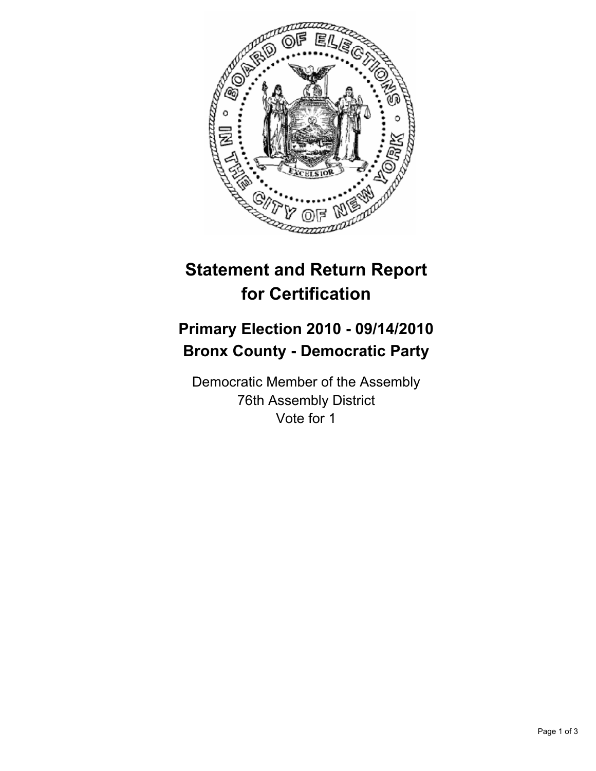# Statement and Return Report for Certification

## Primary Election 2010 - 09/14/2010
## Bronx County - Democratic Party

Democratic Member of the Assembly
76th Assembly District
Vote for 1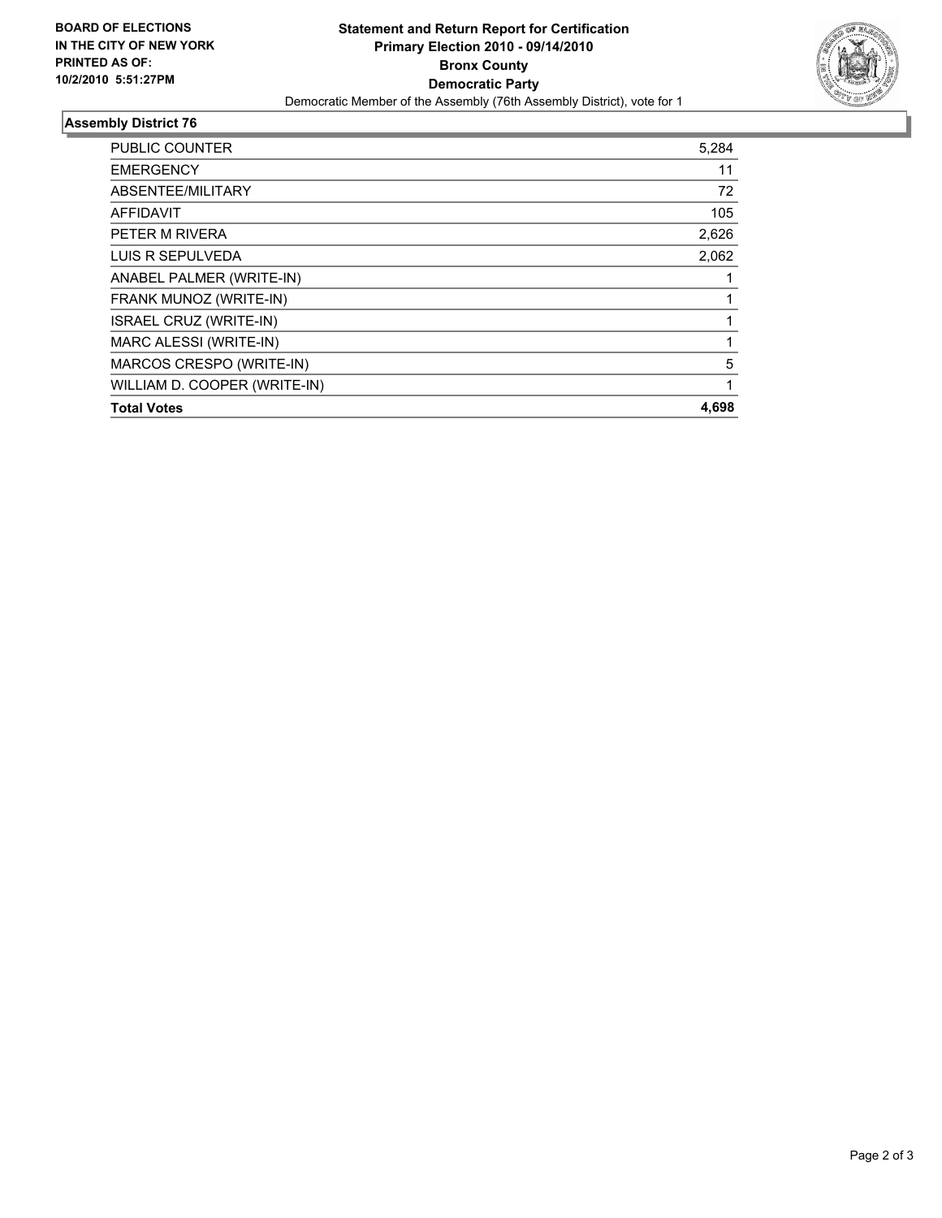**BOARD OF ELECTIONS IN THE CITY OF NEW YORK**
**PRINTED AS OF: 10/2/2010 5:51:27PM**

# Statement and Return Report for Certification
## Primary Election 2010 - 09/14/2010
## Bronx County
## Democratic Party

Democratic Member of the Assembly (76th Assembly District), vote for 1

### Assembly District 76

| | |
|---|---|
| PUBLIC COUNTER | 5,284 |
| EMERGENCY | 11 |
| ABSENTEE/MILITARY | 72 |
| AFFIDAVIT | 105 |
| PETER M RIVERA | 2,626 |
| LUIS R SEPULVEDA | 2,062 |
| ANABEL PALMER (WRITE-IN) | 1 |
| FRANK MUNOZ (WRITE-IN) | 1 |
| ISRAEL CRUZ (WRITE-IN) | 1 |
| MARC ALESSI (WRITE-IN) | 1 |
| MARCOS CRESPO (WRITE-IN) | 5 |
| WILLIAM D. COOPER (WRITE-IN) | 1 |
| **Total Votes** | **4,698** |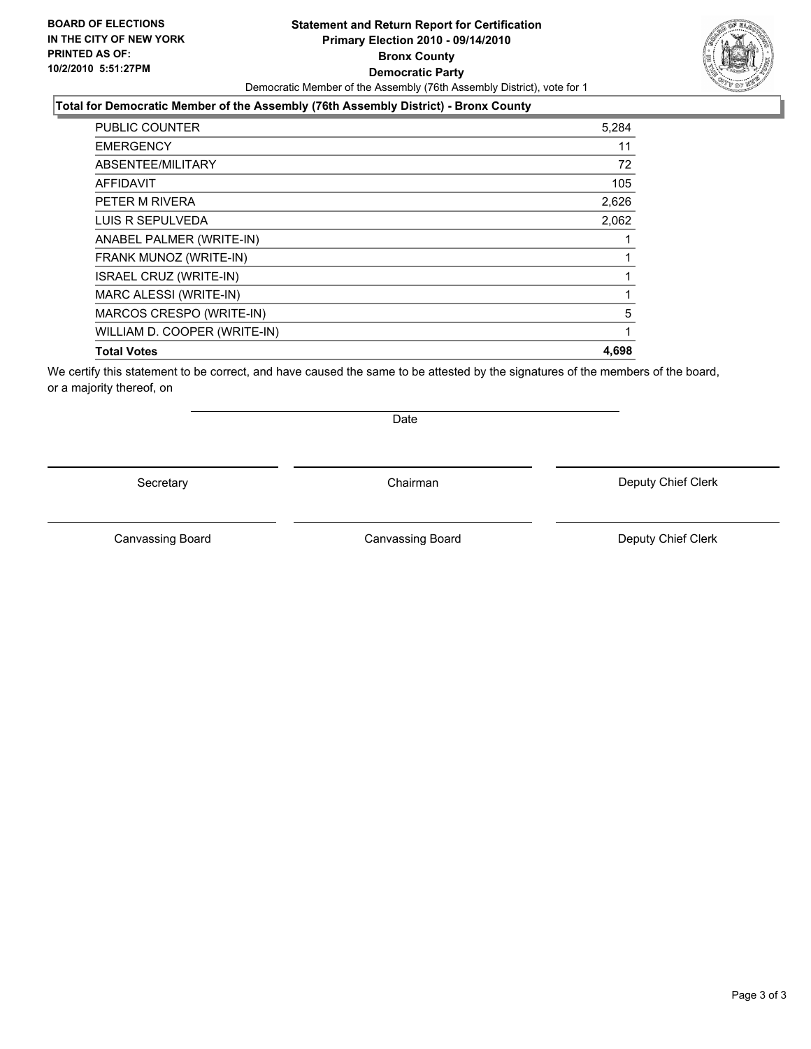**BOARD OF ELECTIONS IN THE CITY OF NEW YORK PRINTED AS OF: 10/2/2010 5:51:27PM**

# Statement and Return Report for Certification
## Primary Election 2010 - 09/14/2010
## Bronx County
## Democratic Party

Democratic Member of the Assembly (76th Assembly District), vote for 1

### Total for Democratic Member of the Assembly (76th Assembly District) - Bronx County

| | |
|---|---|
| PUBLIC COUNTER | 5,284 |
| EMERGENCY | 11 |
| ABSENTEE/MILITARY | 72 |
| AFFIDAVIT | 105 |
| PETER M RIVERA | 2,626 |
| LUIS R SEPULVEDA | 2,062 |
| ANABEL PALMER (WRITE-IN) | 1 |
| FRANK MUNOZ (WRITE-IN) | 1 |
| ISRAEL CRUZ (WRITE-IN) | 1 |
| MARC ALESSI (WRITE-IN) | 1 |
| MARCOS CRESPO (WRITE-IN) | 5 |
| WILLIAM D. COOPER (WRITE-IN) | 1 |
| **Total Votes** | **4,698** |

We certify this statement to be correct, and have caused the same to be attested by the signatures of the members of the board, or a majority thereof, on

Date

Secretary

Chairman

Deputy Chief Clerk

Canvassing Board

Canvassing Board

Deputy Chief Clerk